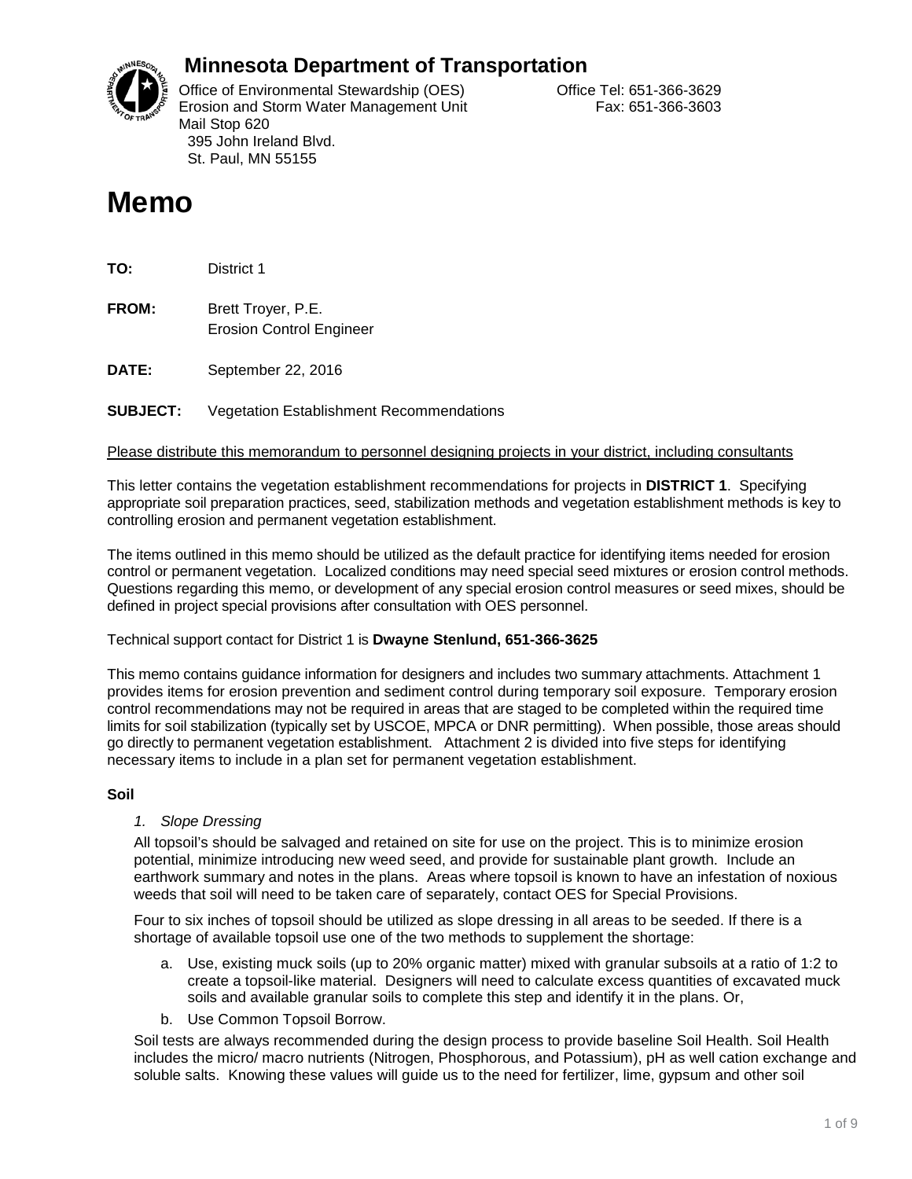# Minnesota Department of Transportation

Office of Environmental Stewardship (OES)
Erosion and Storm Water Management Unit
Mail Stop 620
395 John Ireland Blvd.
St. Paul, MN 55155

Office Tel: 651-366-3629
Fax: 651-366-3603

# Memo

**TO:** District 1

**FROM:** Brett Troyer, P.E.
Erosion Control Engineer

**DATE:** September 22, 2016

**SUBJECT:** Vegetation Establishment Recommendations

Please distribute this memorandum to personnel designing projects in your district, including consultants

This letter contains the vegetation establishment recommendations for projects in **DISTRICT 1**. Specifying appropriate soil preparation practices, seed, stabilization methods and vegetation establishment methods is key to controlling erosion and permanent vegetation establishment.

The items outlined in this memo should be utilized as the default practice for identifying items needed for erosion control or permanent vegetation. Localized conditions may need special seed mixtures or erosion control methods. Questions regarding this memo, or development of any special erosion control measures or seed mixes, should be defined in project special provisions after consultation with OES personnel.

Technical support contact for District 1 is **Dwayne Stenlund, 651-366-3625**

This memo contains guidance information for designers and includes two summary attachments. Attachment 1 provides items for erosion prevention and sediment control during temporary soil exposure. Temporary erosion control recommendations may not be required in areas that are staged to be completed within the required time limits for soil stabilization (typically set by USCOE, MPCA or DNR permitting). When possible, those areas should go directly to permanent vegetation establishment. Attachment 2 is divided into five steps for identifying necessary items to include in a plan set for permanent vegetation establishment.

**Soil**

*1. Slope Dressing*

All topsoil's should be salvaged and retained on site for use on the project. This is to minimize erosion potential, minimize introducing new weed seed, and provide for sustainable plant growth. Include an earthwork summary and notes in the plans. Areas where topsoil is known to have an infestation of noxious weeds that soil will need to be taken care of separately, contact OES for Special Provisions.

Four to six inches of topsoil should be utilized as slope dressing in all areas to be seeded. If there is a shortage of available topsoil use one of the two methods to supplement the shortage:

a. Use, existing muck soils (up to 20% organic matter) mixed with granular subsoils at a ratio of 1:2 to create a topsoil-like material. Designers will need to calculate excess quantities of excavated muck soils and available granular soils to complete this step and identify it in the plans. Or,
b. Use Common Topsoil Borrow.

Soil tests are always recommended during the design process to provide baseline Soil Health. Soil Health includes the micro/ macro nutrients (Nitrogen, Phosphorous, and Potassium), pH as well cation exchange and soluble salts. Knowing these values will guide us to the need for fertilizer, lime, gypsum and other soil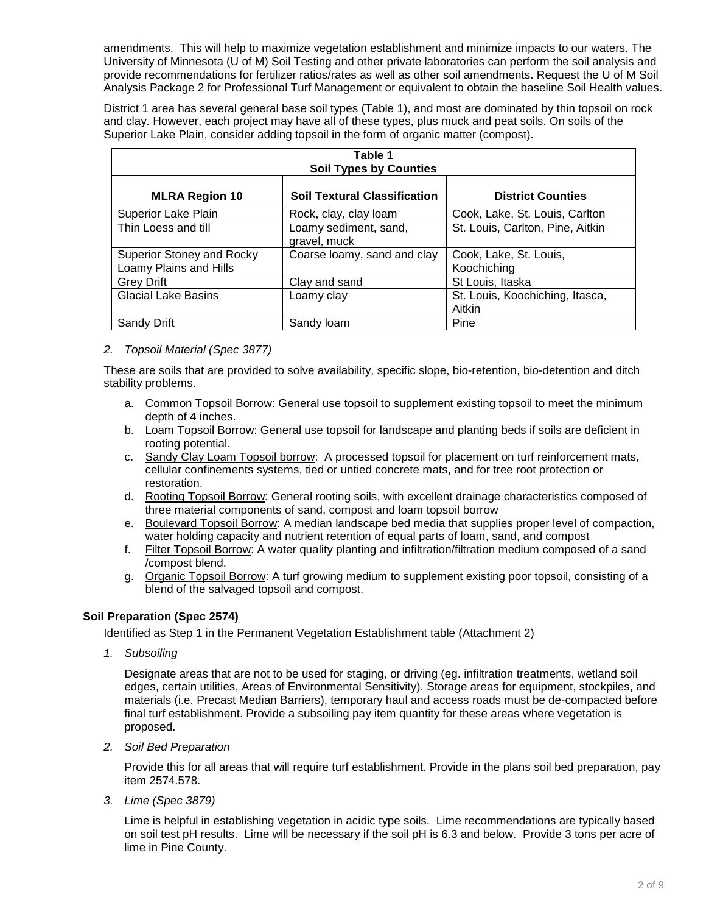amendments. This will help to maximize vegetation establishment and minimize impacts to our waters. The University of Minnesota (U of M) Soil Testing and other private laboratories can perform the soil analysis and provide recommendations for fertilizer ratios/rates as well as other soil amendments. Request the U of M Soil Analysis Package 2 for Professional Turf Management or equivalent to obtain the baseline Soil Health values.

District 1 area has several general base soil types (Table 1), and most are dominated by thin topsoil on rock and clay. However, each project may have all of these types, plus muck and peat soils. On soils of the Superior Lake Plain, consider adding topsoil in the form of organic matter (compost).

**Table 1**
**Soil Types by Counties**

| MLRA Region 10 | Soil Textural Classification | District Counties |
|---|---|---|
| Superior Lake Plain | Rock, clay, clay loam | Cook, Lake, St. Louis, Carlton |
| Thin Loess and till | Loamy sediment, sand, gravel, muck | St. Louis, Carlton, Pine, Aitkin |
| Superior Stoney and Rocky Loamy Plains and Hills | Coarse loamy, sand and clay | Cook, Lake, St. Louis, Koochiching |
| Grey Drift | Clay and sand | St Louis, Itaska |
| Glacial Lake Basins | Loamy clay | St. Louis, Koochiching, Itasca, Aitkin |
| Sandy Drift | Sandy loam | Pine |

2. *Topsoil Material (Spec 3877)*

These are soils that are provided to solve availability, specific slope, bio-retention, bio-detention and ditch stability problems.

a. Common Topsoil Borrow: General use topsoil to supplement existing topsoil to meet the minimum depth of 4 inches.
b. Loam Topsoil Borrow: General use topsoil for landscape and planting beds if soils are deficient in rooting potential.
c. Sandy Clay Loam Topsoil borrow: A processed topsoil for placement on turf reinforcement mats, cellular confinements systems, tied or untied concrete mats, and for tree root protection or restoration.
d. Rooting Topsoil Borrow: General rooting soils, with excellent drainage characteristics composed of three material components of sand, compost and loam topsoil borrow
e. Boulevard Topsoil Borrow: A median landscape bed media that supplies proper level of compaction, water holding capacity and nutrient retention of equal parts of loam, sand, and compost
f. Filter Topsoil Borrow: A water quality planting and infiltration/filtration medium composed of a sand /compost blend.
g. Organic Topsoil Borrow: A turf growing medium to supplement existing poor topsoil, consisting of a blend of the salvaged topsoil and compost.

**Soil Preparation (Spec 2574)**

Identified as Step 1 in the Permanent Vegetation Establishment table (Attachment 2)

1. *Subsoiling*

Designate areas that are not to be used for staging, or driving (eg. infiltration treatments, wetland soil edges, certain utilities, Areas of Environmental Sensitivity). Storage areas for equipment, stockpiles, and materials (i.e. Precast Median Barriers), temporary haul and access roads must be de-compacted before final turf establishment. Provide a subsoiling pay item quantity for these areas where vegetation is proposed.

2. *Soil Bed Preparation*

Provide this for all areas that will require turf establishment. Provide in the plans soil bed preparation, pay item 2574.578.

3. *Lime (Spec 3879)*

Lime is helpful in establishing vegetation in acidic type soils. Lime recommendations are typically based on soil test pH results. Lime will be necessary if the soil pH is 6.3 and below. Provide 3 tons per acre of lime in Pine County.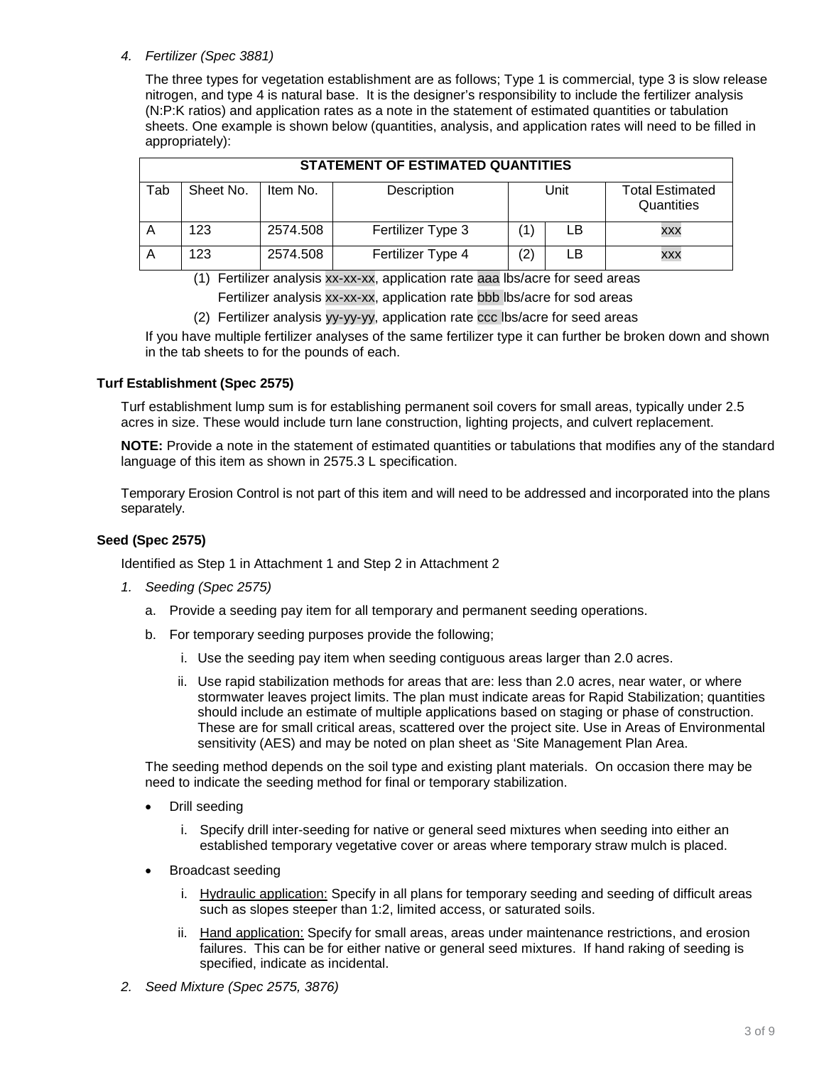*4. Fertilizer (Spec 3881)*

The three types for vegetation establishment are as follows; Type 1 is commercial, type 3 is slow release nitrogen, and type 4 is natural base. It is the designer's responsibility to include the fertilizer analysis (N:P:K ratios) and application rates as a note in the statement of estimated quantities or tabulation sheets. One example is shown below (quantities, analysis, and application rates will need to be filled in appropriately):

| STATEMENT OF ESTIMATED QUANTITIES | | | | | | |
|---|---|---|---|---|---|---|
| Tab | Sheet No. | Item No. | Description | Unit | | Total Estimated Quantities |
| A | 123 | 2574.508 | Fertilizer Type 3 | (1) | LB | xxx |
| A | 123 | 2574.508 | Fertilizer Type 4 | (2) | LB | xxx |

(1) Fertilizer analysis xx-xx-xx, application rate aaa lbs/acre for seed areas
Fertilizer analysis xx-xx-xx, application rate bbb lbs/acre for sod areas

(2) Fertilizer analysis yy-yy-yy, application rate ccc lbs/acre for seed areas

If you have multiple fertilizer analyses of the same fertilizer type it can further be broken down and shown in the tab sheets to for the pounds of each.

### Turf Establishment (Spec 2575)

Turf establishment lump sum is for establishing permanent soil covers for small areas, typically under 2.5 acres in size. These would include turn lane construction, lighting projects, and culvert replacement.

**NOTE:** Provide a note in the statement of estimated quantities or tabulations that modifies any of the standard language of this item as shown in 2575.3 L specification.

Temporary Erosion Control is not part of this item and will need to be addressed and incorporated into the plans separately.

### Seed (Spec 2575)

Identified as Step 1 in Attachment 1 and Step 2 in Attachment 2

*1. Seeding (Spec 2575)*

a. Provide a seeding pay item for all temporary and permanent seeding operations.

b. For temporary seeding purposes provide the following;

   i. Use the seeding pay item when seeding contiguous areas larger than 2.0 acres.

   ii. Use rapid stabilization methods for areas that are: less than 2.0 acres, near water, or where stormwater leaves project limits. The plan must indicate areas for Rapid Stabilization; quantities should include an estimate of multiple applications based on staging or phase of construction. These are for small critical areas, scattered over the project site. Use in Areas of Environmental sensitivity (AES) and may be noted on plan sheet as 'Site Management Plan Area.

The seeding method depends on the soil type and existing plant materials. On occasion there may be need to indicate the seeding method for final or temporary stabilization.

- Drill seeding
   i. Specify drill inter-seeding for native or general seed mixtures when seeding into either an established temporary vegetative cover or areas where temporary straw mulch is placed.
- Broadcast seeding
   i. Hydraulic application: Specify in all plans for temporary seeding and seeding of difficult areas such as slopes steeper than 1:2, limited access, or saturated soils.
   ii. Hand application: Specify for small areas, areas under maintenance restrictions, and erosion failures. This can be for either native or general seed mixtures. If hand raking of seeding is specified, indicate as incidental.

*2. Seed Mixture (Spec 2575, 3876)*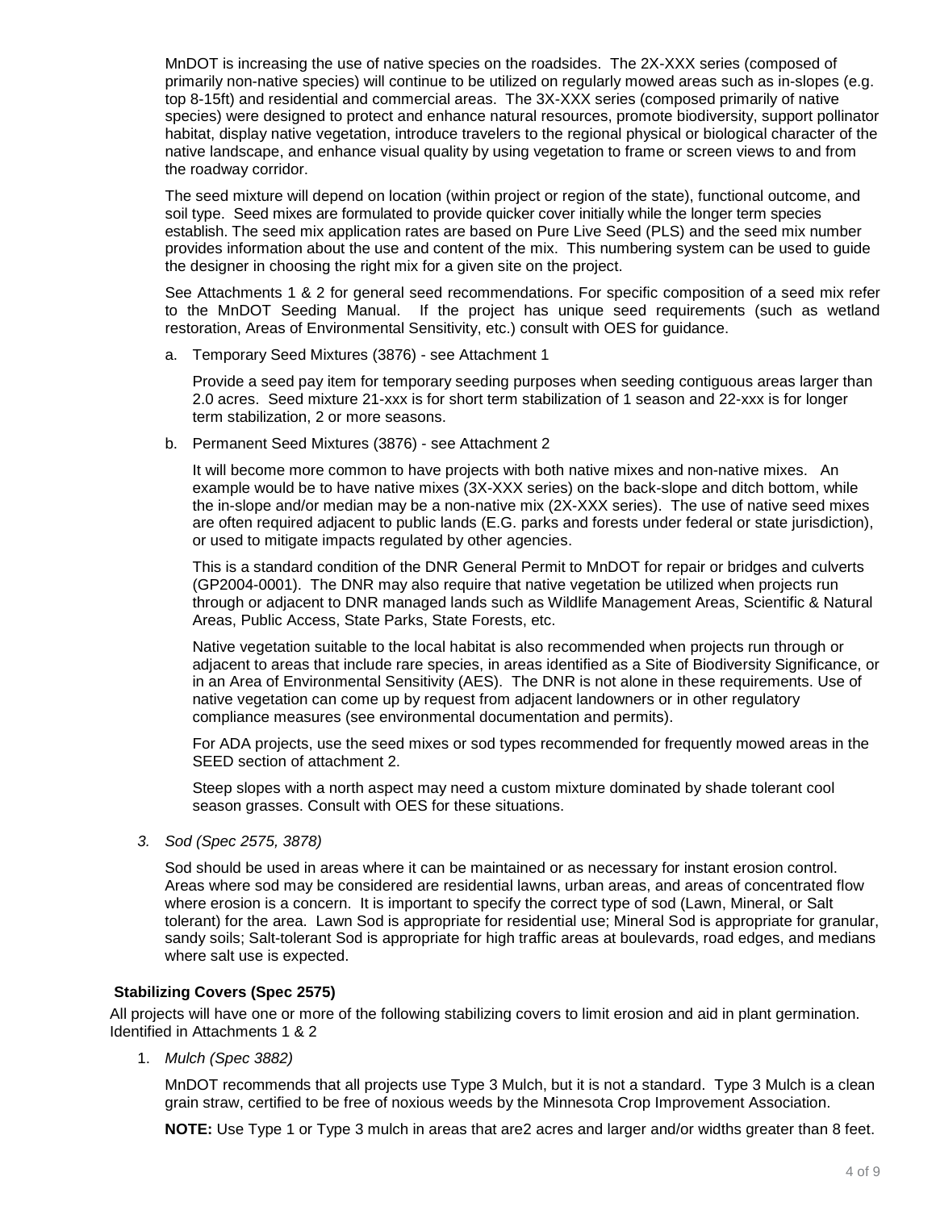MnDOT is increasing the use of native species on the roadsides. The 2X-XXX series (composed of primarily non-native species) will continue to be utilized on regularly mowed areas such as in-slopes (e.g. top 8-15ft) and residential and commercial areas. The 3X-XXX series (composed primarily of native species) were designed to protect and enhance natural resources, promote biodiversity, support pollinator habitat, display native vegetation, introduce travelers to the regional physical or biological character of the native landscape, and enhance visual quality by using vegetation to frame or screen views to and from the roadway corridor.

The seed mixture will depend on location (within project or region of the state), functional outcome, and soil type. Seed mixes are formulated to provide quicker cover initially while the longer term species establish. The seed mix application rates are based on Pure Live Seed (PLS) and the seed mix number provides information about the use and content of the mix. This numbering system can be used to guide the designer in choosing the right mix for a given site on the project.

See Attachments 1 & 2 for general seed recommendations. For specific composition of a seed mix refer to the MnDOT Seeding Manual. If the project has unique seed requirements (such as wetland restoration, Areas of Environmental Sensitivity, etc.) consult with OES for guidance.

a. Temporary Seed Mixtures (3876) - see Attachment 1

   Provide a seed pay item for temporary seeding purposes when seeding contiguous areas larger than 2.0 acres. Seed mixture 21-xxx is for short term stabilization of 1 season and 22-xxx is for longer term stabilization, 2 or more seasons.

b. Permanent Seed Mixtures (3876) - see Attachment 2

   It will become more common to have projects with both native mixes and non-native mixes. An example would be to have native mixes (3X-XXX series) on the back-slope and ditch bottom, while the in-slope and/or median may be a non-native mix (2X-XXX series). The use of native seed mixes are often required adjacent to public lands (E.G. parks and forests under federal or state jurisdiction), or used to mitigate impacts regulated by other agencies.

   This is a standard condition of the DNR General Permit to MnDOT for repair or bridges and culverts (GP2004-0001). The DNR may also require that native vegetation be utilized when projects run through or adjacent to DNR managed lands such as Wildlife Management Areas, Scientific & Natural Areas, Public Access, State Parks, State Forests, etc.

   Native vegetation suitable to the local habitat is also recommended when projects run through or adjacent to areas that include rare species, in areas identified as a Site of Biodiversity Significance, or in an Area of Environmental Sensitivity (AES). The DNR is not alone in these requirements. Use of native vegetation can come up by request from adjacent landowners or in other regulatory compliance measures (see environmental documentation and permits).

   For ADA projects, use the seed mixes or sod types recommended for frequently mowed areas in the SEED section of attachment 2.

   Steep slopes with a north aspect may need a custom mixture dominated by shade tolerant cool season grasses. Consult with OES for these situations.

3. *Sod (Spec 2575, 3878)*

   Sod should be used in areas where it can be maintained or as necessary for instant erosion control. Areas where sod may be considered are residential lawns, urban areas, and areas of concentrated flow where erosion is a concern. It is important to specify the correct type of sod (Lawn, Mineral, or Salt tolerant) for the area. Lawn Sod is appropriate for residential use; Mineral Sod is appropriate for granular, sandy soils; Salt-tolerant Sod is appropriate for high traffic areas at boulevards, road edges, and medians where salt use is expected.

**Stabilizing Covers (Spec 2575)**

All projects will have one or more of the following stabilizing covers to limit erosion and aid in plant germination. Identified in Attachments 1 & 2

1. *Mulch (Spec 3882)*

   MnDOT recommends that all projects use Type 3 Mulch, but it is not a standard. Type 3 Mulch is a clean grain straw, certified to be free of noxious weeds by the Minnesota Crop Improvement Association.

   **NOTE:** Use Type 1 or Type 3 mulch in areas that are2 acres and larger and/or widths greater than 8 feet.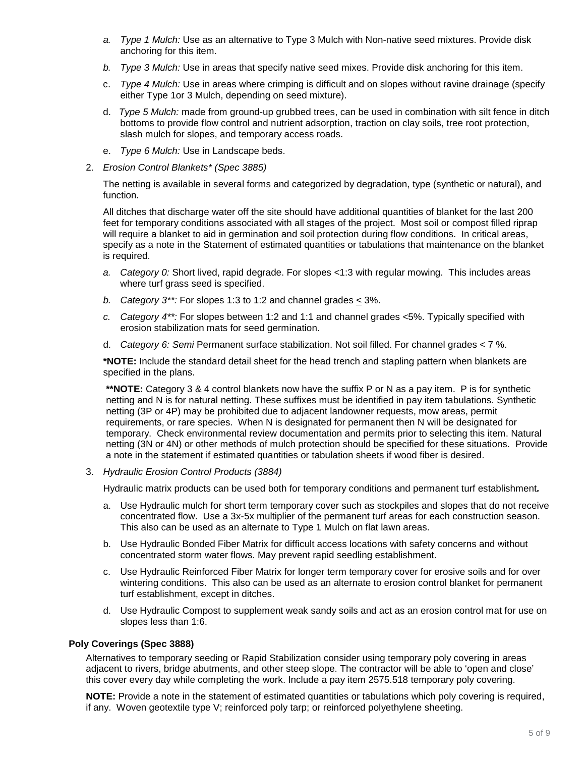a. *Type 1 Mulch:* Use as an alternative to Type 3 Mulch with Non-native seed mixtures. Provide disk anchoring for this item.

b. *Type 3 Mulch:* Use in areas that specify native seed mixes. Provide disk anchoring for this item.

c. *Type 4 Mulch:* Use in areas where crimping is difficult and on slopes without ravine drainage (specify either Type 1or 3 Mulch, depending on seed mixture).

d. *Type 5 Mulch:* made from ground-up grubbed trees, can be used in combination with silt fence in ditch bottoms to provide flow control and nutrient adsorption, traction on clay soils, tree root protection, slash mulch for slopes, and temporary access roads.

e. *Type 6 Mulch:* Use in Landscape beds.

2. *Erosion Control Blankets* (Spec 3885)*

The netting is available in several forms and categorized by degradation, type (synthetic or natural), and function.

All ditches that discharge water off the site should have additional quantities of blanket for the last 200 feet for temporary conditions associated with all stages of the project. Most soil or compost filled riprap will require a blanket to aid in germination and soil protection during flow conditions. In critical areas, specify as a note in the Statement of estimated quantities or tabulations that maintenance on the blanket is required.

a. *Category 0:* Short lived, rapid degrade. For slopes <1:3 with regular mowing. This includes areas where turf grass seed is specified.

b. *Category 3**:* For slopes 1:3 to 1:2 and channel grades $\leq$ 3%.

c. *Category 4**:* For slopes between 1:2 and 1:1 and channel grades <5%. Typically specified with erosion stabilization mats for seed germination.

d. *Category 6: Semi* Permanent surface stabilization. Not soil filled. For channel grades < 7 %.

***NOTE:** Include the standard detail sheet for the head trench and stapling pattern when blankets are specified in the plans.

****NOTE:** Category 3 & 4 control blankets now have the suffix P or N as a pay item. P is for synthetic netting and N is for natural netting. These suffixes must be identified in pay item tabulations. Synthetic netting (3P or 4P) may be prohibited due to adjacent landowner requests, mow areas, permit requirements, or rare species. When N is designated for permanent then N will be designated for temporary. Check environmental review documentation and permits prior to selecting this item. Natural netting (3N or 4N) or other methods of mulch protection should be specified for these situations. Provide a note in the statement if estimated quantities or tabulation sheets if wood fiber is desired.

3. *Hydraulic Erosion Control Products (3884)*

Hydraulic matrix products can be used both for temporary conditions and permanent turf establishment***.***

a. Use Hydraulic mulch for short term temporary cover such as stockpiles and slopes that do not receive concentrated flow. Use a 3x-5x multiplier of the permanent turf areas for each construction season. This also can be used as an alternate to Type 1 Mulch on flat lawn areas.

b. Use Hydraulic Bonded Fiber Matrix for difficult access locations with safety concerns and without concentrated storm water flows. May prevent rapid seedling establishment.

c. Use Hydraulic Reinforced Fiber Matrix for longer term temporary cover for erosive soils and for over wintering conditions. This also can be used as an alternate to erosion control blanket for permanent turf establishment, except in ditches.

d. Use Hydraulic Compost to supplement weak sandy soils and act as an erosion control mat for use on slopes less than 1:6.

**Poly Coverings (Spec 3888)**

Alternatives to temporary seeding or Rapid Stabilization consider using temporary poly covering in areas adjacent to rivers, bridge abutments, and other steep slope. The contractor will be able to 'open and close' this cover every day while completing the work. Include a pay item 2575.518 temporary poly covering.

**NOTE:** Provide a note in the statement of estimated quantities or tabulations which poly covering is required, if any. Woven geotextile type V; reinforced poly tarp; or reinforced polyethylene sheeting.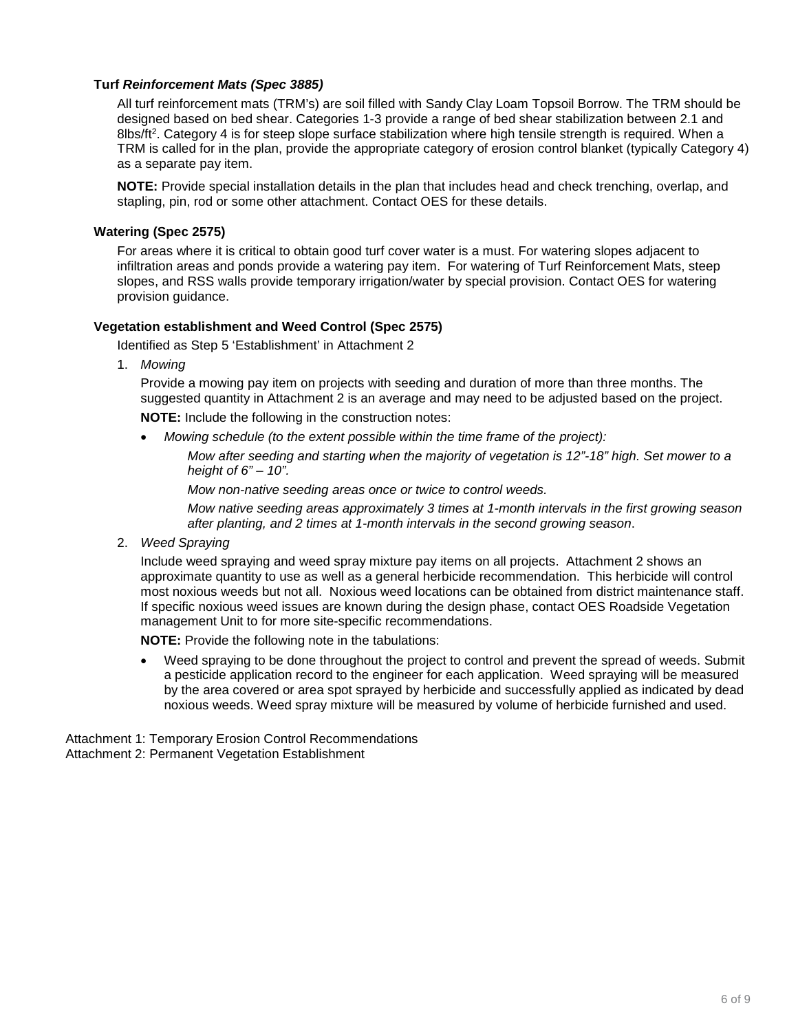### Turf *Reinforcement Mats (Spec 3885)*

All turf reinforcement mats (TRM's) are soil filled with Sandy Clay Loam Topsoil Borrow. The TRM should be designed based on bed shear. Categories 1-3 provide a range of bed shear stabilization between 2.1 and 8lbs/$ft^2$. Category 4 is for steep slope surface stabilization where high tensile strength is required. When a TRM is called for in the plan, provide the appropriate category of erosion control blanket (typically Category 4) as a separate pay item.

**NOTE:** Provide special installation details in the plan that includes head and check trenching, overlap, and stapling, pin, rod or some other attachment. Contact OES for these details.

### Watering (Spec 2575)

For areas where it is critical to obtain good turf cover water is a must. For watering slopes adjacent to infiltration areas and ponds provide a watering pay item. For watering of Turf Reinforcement Mats, steep slopes, and RSS walls provide temporary irrigation/water by special provision. Contact OES for watering provision guidance.

### Vegetation establishment and Weed Control (Spec 2575)

Identified as Step 5 'Establishment' in Attachment 2

1. *Mowing*

   Provide a mowing pay item on projects with seeding and duration of more than three months. The suggested quantity in Attachment 2 is an average and may need to be adjusted based on the project.

   **NOTE:** Include the following in the construction notes:

   - *Mowing schedule (to the extent possible within the time frame of the project):*

     *Mow after seeding and starting when the majority of vegetation is 12"-18" high. Set mower to a height of 6" – 10".*

     *Mow non-native seeding areas once or twice to control weeds.*

     *Mow native seeding areas approximately 3 times at 1-month intervals in the first growing season after planting, and 2 times at 1-month intervals in the second growing season*.

2. *Weed Spraying*

   Include weed spraying and weed spray mixture pay items on all projects. Attachment 2 shows an approximate quantity to use as well as a general herbicide recommendation. This herbicide will control most noxious weeds but not all. Noxious weed locations can be obtained from district maintenance staff. If specific noxious weed issues are known during the design phase, contact OES Roadside Vegetation management Unit to for more site-specific recommendations.

   **NOTE:** Provide the following note in the tabulations:

   - Weed spraying to be done throughout the project to control and prevent the spread of weeds. Submit a pesticide application record to the engineer for each application. Weed spraying will be measured by the area covered or area spot sprayed by herbicide and successfully applied as indicated by dead noxious weeds. Weed spray mixture will be measured by volume of herbicide furnished and used.

Attachment 1: Temporary Erosion Control Recommendations
Attachment 2: Permanent Vegetation Establishment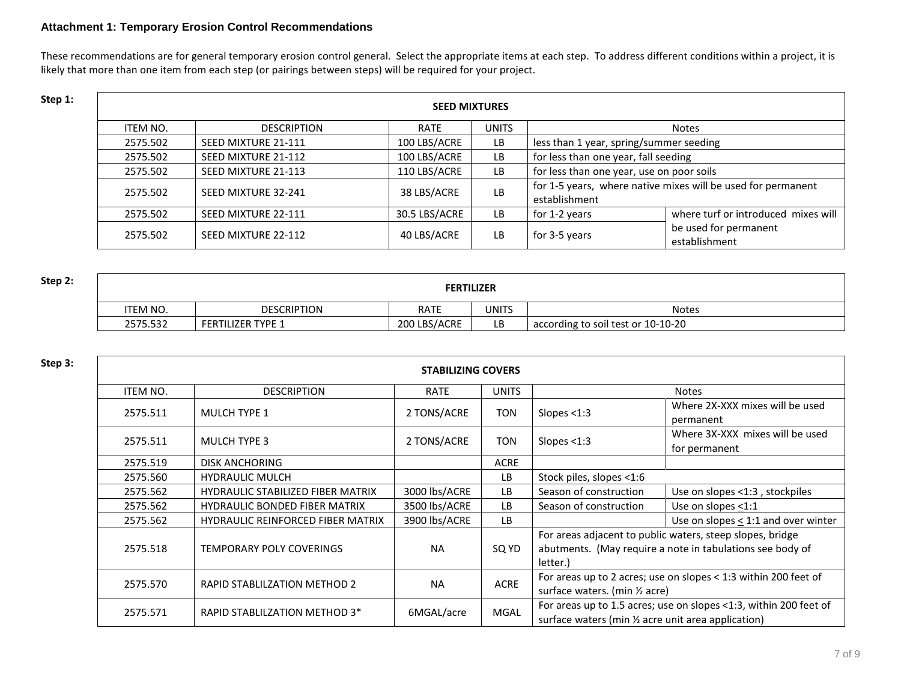### Attachment 1: Temporary Erosion Control Recommendations

These recommendations are for general temporary erosion control general. Select the appropriate items at each step. To address different conditions within a project, it is likely that more than one item from each step (or pairings between steps) will be required for your project.

**Step 1:**

| SEED MIXTURES | | | | | |
|---|---|---|---|---|---|
| ITEM NO. | DESCRIPTION | RATE | UNITS | Notes | |
| 2575.502 | SEED MIXTURE 21-111 | 100 LBS/ACRE | LB | less than 1 year, spring/summer seeding | |
| 2575.502 | SEED MIXTURE 21-112 | 100 LBS/ACRE | LB | for less than one year, fall seeding | |
| 2575.502 | SEED MIXTURE 21-113 | 110 LBS/ACRE | LB | for less than one year, use on poor soils | |
| 2575.502 | SEED MIXTURE 32-241 | 38 LBS/ACRE | LB | for 1-5 years, where native mixes will be used for permanent establishment | |
| 2575.502 | SEED MIXTURE 22-111 | 30.5 LBS/ACRE | LB | for 1-2 years | where turf or introduced mixes will be used for permanent establishment |
| 2575.502 | SEED MIXTURE 22-112 | 40 LBS/ACRE | LB | for 3-5 years | |

**Step 2:**

| FERTILIZER | | | | |
|---|---|---|---|---|
| ITEM NO. | DESCRIPTION | RATE | UNITS | Notes |
| 2575.532 | FERTILIZER TYPE 1 | 200 LBS/ACRE | LB | according to soil test or 10-10-20 |

**Step 3:**

| STABILIZING COVERS | | | | | |
|---|---|---|---|---|---|
| ITEM NO. | DESCRIPTION | RATE | UNITS | Notes | |
| 2575.511 | MULCH TYPE 1 | 2 TONS/ACRE | TON | Slopes <1:3 | Where 2X-XXX mixes will be used permanent |
| 2575.511 | MULCH TYPE 3 | 2 TONS/ACRE | TON | Slopes <1:3 | Where 3X-XXX mixes will be used for permanent |
| 2575.519 | DISK ANCHORING | | ACRE | | |
| 2575.560 | HYDRAULIC MULCH | | LB | Stock piles, slopes <1:6 | |
| 2575.562 | HYDRAULIC STABILIZED FIBER MATRIX | 3000 lbs/ACRE | LB | Season of construction | Use on slopes <1:3 , stockpiles |
| 2575.562 | HYDRAULIC BONDED FIBER MATRIX | 3500 lbs/ACRE | LB | Season of construction | Use on slopes ≤1:1 |
| 2575.562 | HYDRAULIC REINFORCED FIBER MATRIX | 3900 lbs/ACRE | LB | | Use on slopes ≤ 1:1 and over winter |
| 2575.518 | TEMPORARY POLY COVERINGS | NA | SQ YD | For areas adjacent to public waters, steep slopes, bridge abutments. (May require a note in tabulations see body of letter.) | |
| 2575.570 | RAPID STABLILZATION METHOD 2 | NA | ACRE | For areas up to 2 acres; use on slopes < 1:3 within 200 feet of surface waters. (min ½ acre) | |
| 2575.571 | RAPID STABLILZATION METHOD 3* | 6MGAL/acre | MGAL | For areas up to 1.5 acres; use on slopes <1:3, within 200 feet of surface waters (min ½ acre unit area application) | |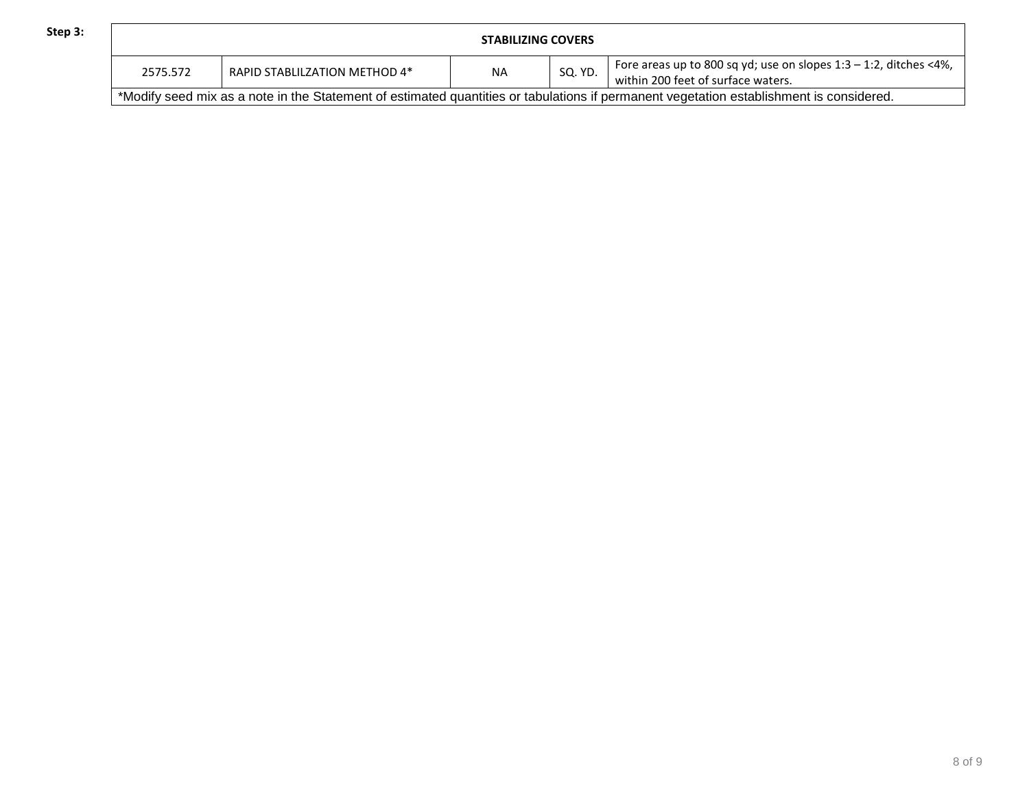**Step 3:**

| STABILIZING COVERS | | | | |
|---|---|---|---|---|
| 2575.572 | RAPID STABLILZATION METHOD 4* | NA | SQ. YD. | Fore areas up to 800 sq yd; use on slopes 1:3 – 1:2, ditches <4%, within 200 feet of surface waters. |
| *Modify seed mix as a note in the Statement of estimated quantities or tabulations if permanent vegetation establishment is considered. | | | | |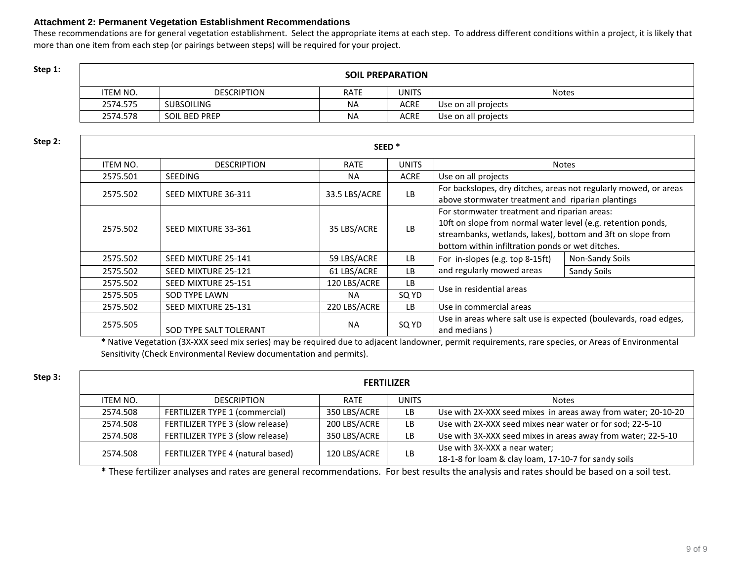**Attachment 2: Permanent Vegetation Establishment Recommendations**

These recommendations are for general vegetation establishment. Select the appropriate items at each step. To address different conditions within a project, it is likely that more than one item from each step (or pairings between steps) will be required for your project.

**Step 1:**

| SOIL PREPARATION | | | | |
|---|---|---|---|---|
| ITEM NO. | DESCRIPTION | RATE | UNITS | Notes |
| 2574.575 | SUBSOILING | NA | ACRE | Use on all projects |
| 2574.578 | SOIL BED PREP | NA | ACRE | Use on all projects |

**Step 2:**

| SEED * | | | | | |
|---|---|---|---|---|---|
| ITEM NO. | DESCRIPTION | RATE | UNITS | Notes | |
| 2575.501 | SEEDING | NA | ACRE | Use on all projects | |
| 2575.502 | SEED MIXTURE 36-311 | 33.5 LBS/ACRE | LB | For backslopes, dry ditches, areas not regularly mowed, or areas above stormwater treatment and riparian plantings | |
| 2575.502 | SEED MIXTURE 33-361 | 35 LBS/ACRE | LB | For stormwater treatment and riparian areas: 10ft on slope from normal water level (e.g. retention ponds, streambanks, wetlands, lakes), bottom and 3ft on slope from bottom within infiltration ponds or wet ditches. | |
| 2575.502 | SEED MIXTURE 25-141 | 59 LBS/ACRE | LB | For in-slopes (e.g. top 8-15ft) and regularly mowed areas | Non-Sandy Soils |
| 2575.502 | SEED MIXTURE 25-121 | 61 LBS/ACRE | LB | | Sandy Soils |
| 2575.502 | SEED MIXTURE 25-151 | 120 LBS/ACRE | LB | Use in residential areas | |
| 2575.505 | SOD TYPE LAWN | NA | SQ YD | | |
| 2575.502 | SEED MIXTURE 25-131 | 220 LBS/ACRE | LB | Use in commercial areas | |
| 2575.505 | SOD TYPE SALT TOLERANT | NA | SQ YD | Use in areas where salt use is expected (boulevards, road edges, and medians ) | |

**\*** Native Vegetation (3X-XXX seed mix series) may be required due to adjacent landowner, permit requirements, rare species, or Areas of Environmental Sensitivity (Check Environmental Review documentation and permits).

**Step 3:**

| FERTILIZER | | | | |
|---|---|---|---|---|
| ITEM NO. | DESCRIPTION | RATE | UNITS | Notes |
| 2574.508 | FERTILIZER TYPE 1 (commercial) | 350 LBS/ACRE | LB | Use with 2X-XXX seed mixes in areas away from water; 20-10-20 |
| 2574.508 | FERTILIZER TYPE 3 (slow release) | 200 LBS/ACRE | LB | Use with 2X-XXX seed mixes near water or for sod; 22-5-10 |
| 2574.508 | FERTILIZER TYPE 3 (slow release) | 350 LBS/ACRE | LB | Use with 3X-XXX seed mixes in areas away from water; 22-5-10 |
| 2574.508 | FERTILIZER TYPE 4 (natural based) | 120 LBS/ACRE | LB | Use with 3X-XXX a near water; 18-1-8 for loam & clay loam, 17-10-7 for sandy soils |

**\*** These fertilizer analyses and rates are general recommendations. For best results the analysis and rates should be based on a soil test.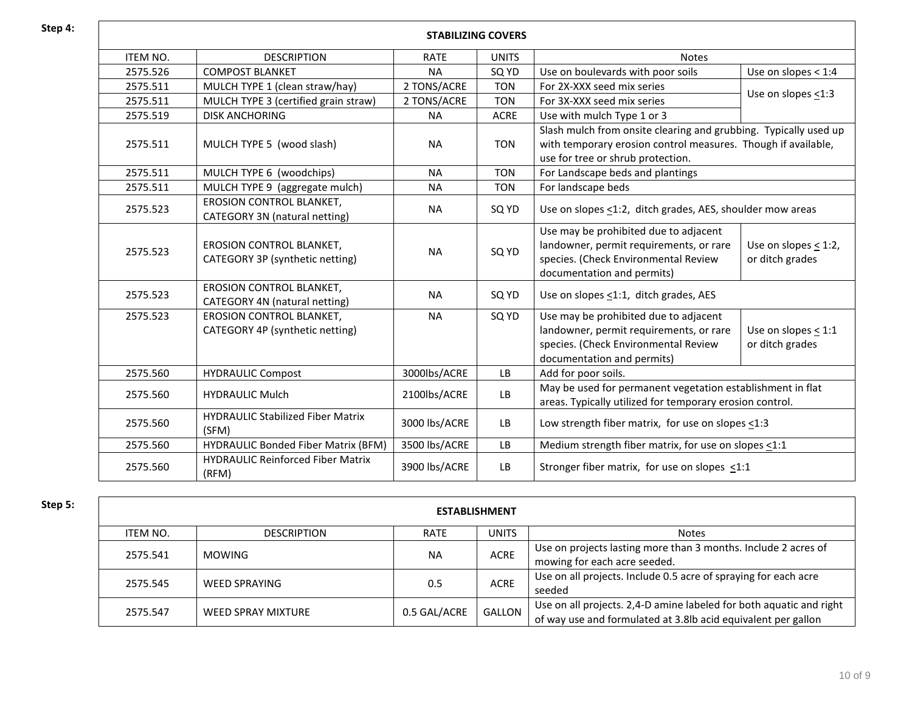**Step 4:**

| STABILIZING COVERS | | | | | |
|---|---|---|---|---|---|
| ITEM NO. | DESCRIPTION | RATE | UNITS | Notes | |
| 2575.526 | COMPOST BLANKET | NA | SQ YD | Use on boulevards with poor soils | Use on slopes < 1:4 |
| 2575.511 | MULCH TYPE 1 (clean straw/hay) | 2 TONS/ACRE | TON | For 2X-XXX seed mix series | Use on slopes ≤1:3 |
| 2575.511 | MULCH TYPE 3 (certified grain straw) | 2 TONS/ACRE | TON | For 3X-XXX seed mix series | |
| 2575.519 | DISK ANCHORING | NA | ACRE | Use with mulch Type 1 or 3 | |
| 2575.511 | MULCH TYPE 5 (wood slash) | NA | TON | Slash mulch from onsite clearing and grubbing. Typically used up with temporary erosion control measures. Though if available, use for tree or shrub protection. | |
| 2575.511 | MULCH TYPE 6 (woodchips) | NA | TON | For Landscape beds and plantings | |
| 2575.511 | MULCH TYPE 9 (aggregate mulch) | NA | TON | For landscape beds | |
| 2575.523 | EROSION CONTROL BLANKET, CATEGORY 3N (natural netting) | NA | SQ YD | Use on slopes ≤1:2, ditch grades, AES, shoulder mow areas | |
| 2575.523 | EROSION CONTROL BLANKET, CATEGORY 3P (synthetic netting) | NA | SQ YD | Use may be prohibited due to adjacent landowner, permit requirements, or rare species. (Check Environmental Review documentation and permits) | Use on slopes ≤ 1:2, or ditch grades |
| 2575.523 | EROSION CONTROL BLANKET, CATEGORY 4N (natural netting) | NA | SQ YD | Use on slopes ≤1:1, ditch grades, AES | |
| 2575.523 | EROSION CONTROL BLANKET, CATEGORY 4P (synthetic netting) | NA | SQ YD | Use may be prohibited due to adjacent landowner, permit requirements, or rare species. (Check Environmental Review documentation and permits) | Use on slopes ≤ 1:1 or ditch grades |
| 2575.560 | HYDRAULIC Compost | 3000lbs/ACRE | LB | Add for poor soils. | |
| 2575.560 | HYDRAULIC Mulch | 2100lbs/ACRE | LB | May be used for permanent vegetation establishment in flat areas. Typically utilized for temporary erosion control. | |
| 2575.560 | HYDRAULIC Stabilized Fiber Matrix (SFM) | 3000 lbs/ACRE | LB | Low strength fiber matrix, for use on slopes ≤1:3 | |
| 2575.560 | HYDRAULIC Bonded Fiber Matrix (BFM) | 3500 lbs/ACRE | LB | Medium strength fiber matrix, for use on slopes ≤1:1 | |
| 2575.560 | HYDRAULIC Reinforced Fiber Matrix (RFM) | 3900 lbs/ACRE | LB | Stronger fiber matrix, for use on slopes ≤1:1 | |

**Step 5:**

| ESTABLISHMENT | | | | |
|---|---|---|---|---|
| ITEM NO. | DESCRIPTION | RATE | UNITS | Notes |
| 2575.541 | MOWING | NA | ACRE | Use on projects lasting more than 3 months. Include 2 acres of mowing for each acre seeded. |
| 2575.545 | WEED SPRAYING | 0.5 | ACRE | Use on all projects. Include 0.5 acre of spraying for each acre seeded |
| 2575.547 | WEED SPRAY MIXTURE | 0.5 GAL/ACRE | GALLON | Use on all projects. 2,4-D amine labeled for both aquatic and right of way use and formulated at 3.8lb acid equivalent per gallon |